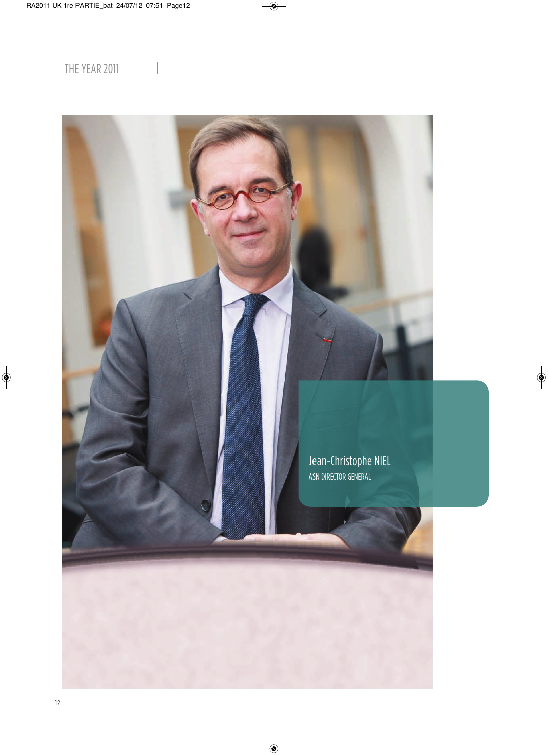THE YEAR 2011

Jean-Christophe NIEL

ASN DIRECTOR GENERAL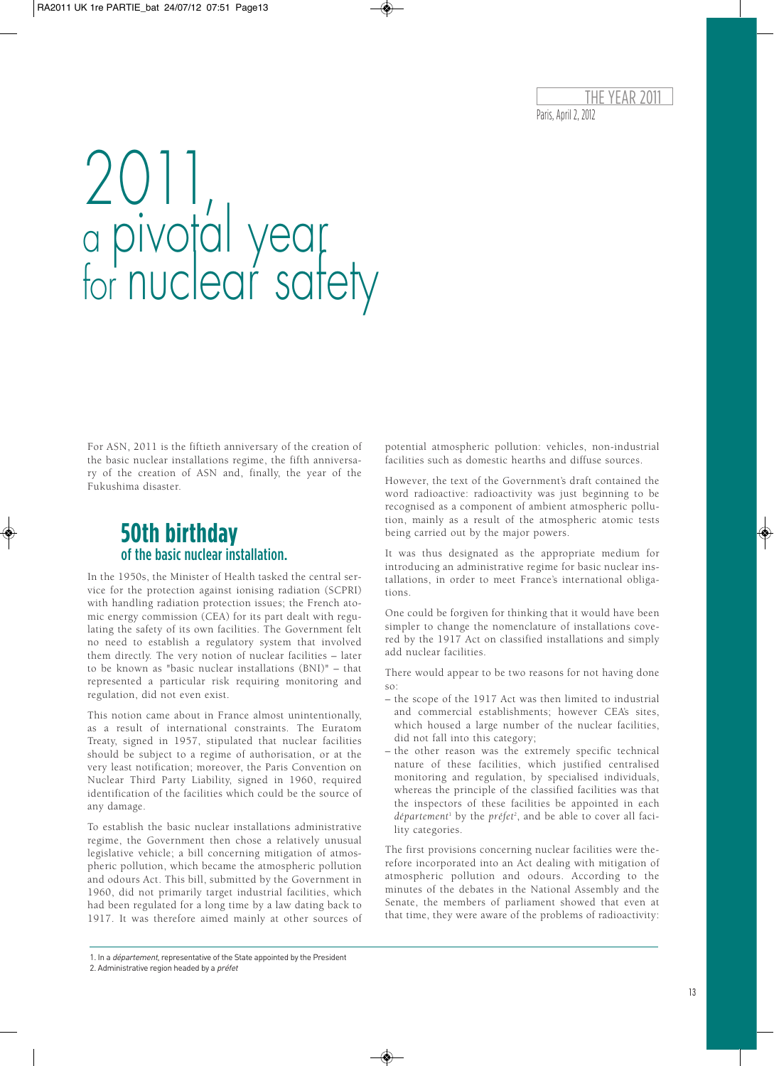THE YEAR 2011

Paris, April 2, 2012

# 2011, a pivotal year for nuclear safety

For ASN, 2011 is the fiftieth anniversary of the creation of the basic nuclear installations regime, the fifth anniversary of the creation of ASN and, finally, the year of the Fukushima disaster.

## 50th birthday of the basic nuclear installation.

In the 1950s, the Minister of Health tasked the central service for the protection against ionising radiation (SCPRI) with handling radiation protection issues; the French atomic energy commission (CEA) for its part dealt with regulating the safety of its own facilities. The Government felt no need to establish a regulatory system that involved them directly. The very notion of nuclear facilities – later to be known as "basic nuclear installations (BNI)" – that represented a particular risk requiring monitoring and regulation, did not even exist.

This notion came about in France almost unintentionally, as a result of international constraints. The Euratom Treaty, signed in 1957, stipulated that nuclear facilities should be subject to a regime of authorisation, or at the very least notification; moreover, the Paris Convention on Nuclear Third Party Liability, signed in 1960, required identification of the facilities which could be the source of any damage.

To establish the basic nuclear installations administrative regime, the Government then chose a relatively unusual legislative vehicle; a bill concerning mitigation of atmospheric pollution, which became the atmospheric pollution and odours Act. This bill, submitted by the Government in 1960, did not primarily target industrial facilities, which had been regulated for a long time by a law dating back to 1917. It was therefore aimed mainly at other sources of potential atmospheric pollution: vehicles, non-industrial facilities such as domestic hearths and diffuse sources.

However, the text of the Government's draft contained the word radioactive: radioactivity was just beginning to be recognised as a component of ambient atmospheric pollution, mainly as a result of the atmospheric atomic tests being carried out by the major powers.

It was thus designated as the appropriate medium for introducing an administrative regime for basic nuclear installations, in order to meet France's international obligations.

One could be forgiven for thinking that it would have been simpler to change the nomenclature of installations covered by the 1917 Act on classified installations and simply add nuclear facilities.

There would appear to be two reasons for not having done so:

- the scope of the 1917 Act was then limited to industrial and commercial establishments; however CEA's sites, which housed a large number of the nuclear facilities, did not fall into this category;
- the other reason was the extremely specific technical nature of these facilities, which justified centralised monitoring and regulation, by specialised individuals, whereas the principle of the classified facilities was that the inspectors of these facilities be appointed in each *département*[1] by the *préfet*[2], and be able to cover all facility categories.

The first provisions concerning nuclear facilities were therefore incorporated into an Act dealing with mitigation of atmospheric pollution and odours. According to the minutes of the debates in the National Assembly and the Senate, the members of parliament showed that even at that time, they were aware of the problems of radioactivity:

1. In a *département*, representative of the State appointed by the President
2. Administrative region headed by a *préfet*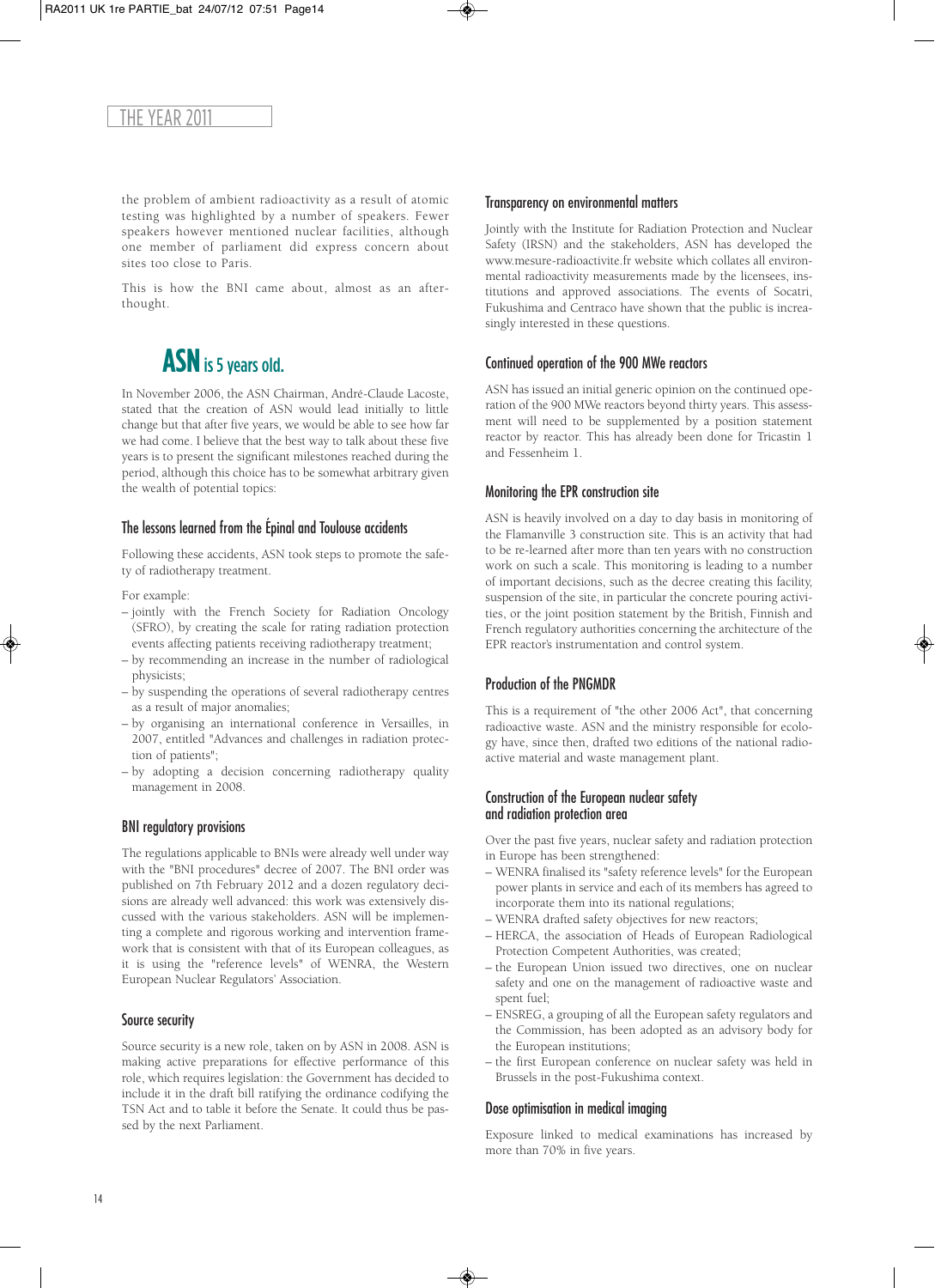the problem of ambient radioactivity as a result of atomic testing was highlighted by a number of speakers. Fewer speakers however mentioned nuclear facilities, although one member of parliament did express concern about sites too close to Paris.

This is how the BNI came about, almost as an afterthought.

## ASN is 5 years old.

In November 2006, the ASN Chairman, André-Claude Lacoste, stated that the creation of ASN would lead initially to little change but that after five years, we would be able to see how far we had come. I believe that the best way to talk about these five years is to present the significant milestones reached during the period, although this choice has to be somewhat arbitrary given the wealth of potential topics:

### The lessons learned from the Épinal and Toulouse accidents

Following these accidents, ASN took steps to promote the safety of radiotherapy treatment.

For example:

- jointly with the French Society for Radiation Oncology (SFRO), by creating the scale for rating radiation protection events affecting patients receiving radiotherapy treatment;
- by recommending an increase in the number of radiological physicists;
- by suspending the operations of several radiotherapy centres as a result of major anomalies;
- by organising an international conference in Versailles, in 2007, entitled "Advances and challenges in radiation protection of patients";
- by adopting a decision concerning radiotherapy quality management in 2008.

### BNI regulatory provisions

The regulations applicable to BNIs were already well under way with the "BNI procedures" decree of 2007. The BNI order was published on 7th February 2012 and a dozen regulatory decisions are already well advanced: this work was extensively discussed with the various stakeholders. ASN will be implementing a complete and rigorous working and intervention framework that is consistent with that of its European colleagues, as it is using the "reference levels" of WENRA, the Western European Nuclear Regulators' Association.

### Source security

Source security is a new role, taken on by ASN in 2008. ASN is making active preparations for effective performance of this role, which requires legislation: the Government has decided to include it in the draft bill ratifying the ordinance codifying the TSN Act and to table it before the Senate. It could thus be passed by the next Parliament.

### Transparency on environmental matters

Jointly with the Institute for Radiation Protection and Nuclear Safety (IRSN) and the stakeholders, ASN has developed the www.mesure-radioactivite.fr website which collates all environmental radioactivity measurements made by the licensees, institutions and approved associations. The events of Socatri, Fukushima and Centraco have shown that the public is increasingly interested in these questions.

### Continued operation of the 900 MWe reactors

ASN has issued an initial generic opinion on the continued operation of the 900 MWe reactors beyond thirty years. This assessment will need to be supplemented by a position statement reactor by reactor. This has already been done for Tricastin 1 and Fessenheim 1.

### Monitoring the EPR construction site

ASN is heavily involved on a day to day basis in monitoring of the Flamanville 3 construction site. This is an activity that had to be re-learned after more than ten years with no construction work on such a scale. This monitoring is leading to a number of important decisions, such as the decree creating this facility, suspension of the site, in particular the concrete pouring activities, or the joint position statement by the British, Finnish and French regulatory authorities concerning the architecture of the EPR reactor's instrumentation and control system.

### Production of the PNGMDR

This is a requirement of "the other 2006 Act", that concerning radioactive waste. ASN and the ministry responsible for ecology have, since then, drafted two editions of the national radioactive material and waste management plant.

### Construction of the European nuclear safety and radiation protection area

Over the past five years, nuclear safety and radiation protection in Europe has been strengthened:

- WENRA finalised its "safety reference levels" for the European power plants in service and each of its members has agreed to incorporate them into its national regulations;
- WENRA drafted safety objectives for new reactors;
- HERCA, the association of Heads of European Radiological Protection Competent Authorities, was created;
- the European Union issued two directives, one on nuclear safety and one on the management of radioactive waste and spent fuel;
- ENSREG, a grouping of all the European safety regulators and the Commission, has been adopted as an advisory body for the European institutions;
- the first European conference on nuclear safety was held in Brussels in the post-Fukushima context.

### Dose optimisation in medical imaging

Exposure linked to medical examinations has increased by more than 70% in five years.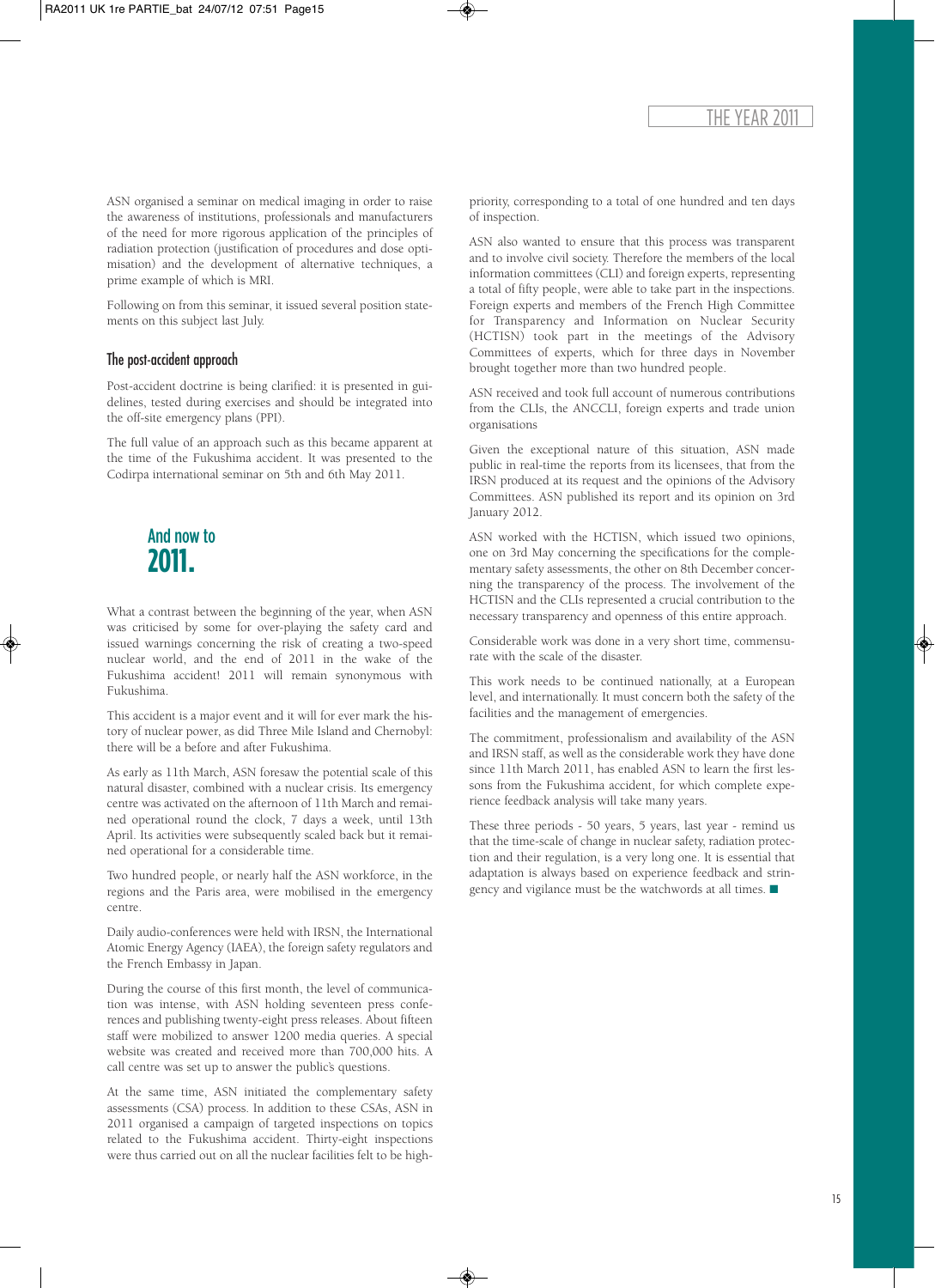ASN organised a seminar on medical imaging in order to raise the awareness of institutions, professionals and manufacturers of the need for more rigorous application of the principles of radiation protection (justification of procedures and dose optimisation) and the development of alternative techniques, a prime example of which is MRI.

Following on from this seminar, it issued several position statements on this subject last July.

### The post-accident approach

Post-accident doctrine is being clarified: it is presented in guidelines, tested during exercises and should be integrated into the off-site emergency plans (PPI).

The full value of an approach such as this became apparent at the time of the Fukushima accident. It was presented to the Codirpa international seminar on 5th and 6th May 2011.

## And now to 2011.

What a contrast between the beginning of the year, when ASN was criticised by some for over-playing the safety card and issued warnings concerning the risk of creating a two-speed nuclear world, and the end of 2011 in the wake of the Fukushima accident! 2011 will remain synonymous with Fukushima.

This accident is a major event and it will for ever mark the history of nuclear power, as did Three Mile Island and Chernobyl: there will be a before and after Fukushima.

As early as 11th March, ASN foresaw the potential scale of this natural disaster, combined with a nuclear crisis. Its emergency centre was activated on the afternoon of 11th March and remained operational round the clock, 7 days a week, until 13th April. Its activities were subsequently scaled back but it remained operational for a considerable time.

Two hundred people, or nearly half the ASN workforce, in the regions and the Paris area, were mobilised in the emergency centre.

Daily audio-conferences were held with IRSN, the International Atomic Energy Agency (IAEA), the foreign safety regulators and the French Embassy in Japan.

During the course of this first month, the level of communication was intense, with ASN holding seventeen press conferences and publishing twenty-eight press releases. About fifteen staff were mobilized to answer 1200 media queries. A special website was created and received more than 700,000 hits. A call centre was set up to answer the public's questions.

At the same time, ASN initiated the complementary safety assessments (CSA) process. In addition to these CSAs, ASN in 2011 organised a campaign of targeted inspections on topics related to the Fukushima accident. Thirty-eight inspections were thus carried out on all the nuclear facilities felt to be high-priority, corresponding to a total of one hundred and ten days of inspection.

ASN also wanted to ensure that this process was transparent and to involve civil society. Therefore the members of the local information committees (CLI) and foreign experts, representing a total of fifty people, were able to take part in the inspections. Foreign experts and members of the French High Committee for Transparency and Information on Nuclear Security (HCTISN) took part in the meetings of the Advisory Committees of experts, which for three days in November brought together more than two hundred people.

ASN received and took full account of numerous contributions from the CLIs, the ANCCLI, foreign experts and trade union organisations

Given the exceptional nature of this situation, ASN made public in real-time the reports from its licensees, that from the IRSN produced at its request and the opinions of the Advisory Committees. ASN published its report and its opinion on 3rd January 2012.

ASN worked with the HCTISN, which issued two opinions, one on 3rd May concerning the specifications for the complementary safety assessments, the other on 8th December concerning the transparency of the process. The involvement of the HCTISN and the CLIs represented a crucial contribution to the necessary transparency and openness of this entire approach.

Considerable work was done in a very short time, commensurate with the scale of the disaster.

This work needs to be continued nationally, at a European level, and internationally. It must concern both the safety of the facilities and the management of emergencies.

The commitment, professionalism and availability of the ASN and IRSN staff, as well as the considerable work they have done since 11th March 2011, has enabled ASN to learn the first lessons from the Fukushima accident, for which complete experience feedback analysis will take many years.

These three periods - 50 years, 5 years, last year - remind us that the time-scale of change in nuclear safety, radiation protection and their regulation, is a very long one. It is essential that adaptation is always based on experience feedback and stringency and vigilance must be the watchwords at all times. ■